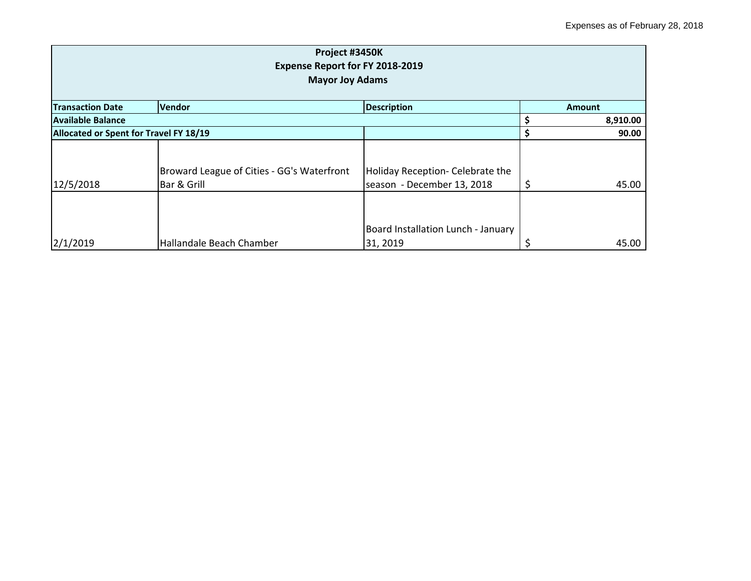Expenses as of February 28, 2018

| Project #3450K<br>Expense Report for FY 2018-2019<br>Mayor Joy Adams | | | |
|---|---|---|---|
| **Transaction Date** | **Vendor** | **Description** | **Amount** |
| **Available Balance** | | | **$ 8,910.00** |
| **Allocated or Spent for Travel FY 18/19** | | | **$ 90.00** |
| 12/5/2018 | Broward League of Cities - GG's Waterfront Bar & Grill | Holiday Reception- Celebrate the season - December 13, 2018 | $ 45.00 |
| 2/1/2019 | Hallandale Beach Chamber | Board Installation Lunch - January 31, 2019 | $ 45.00 |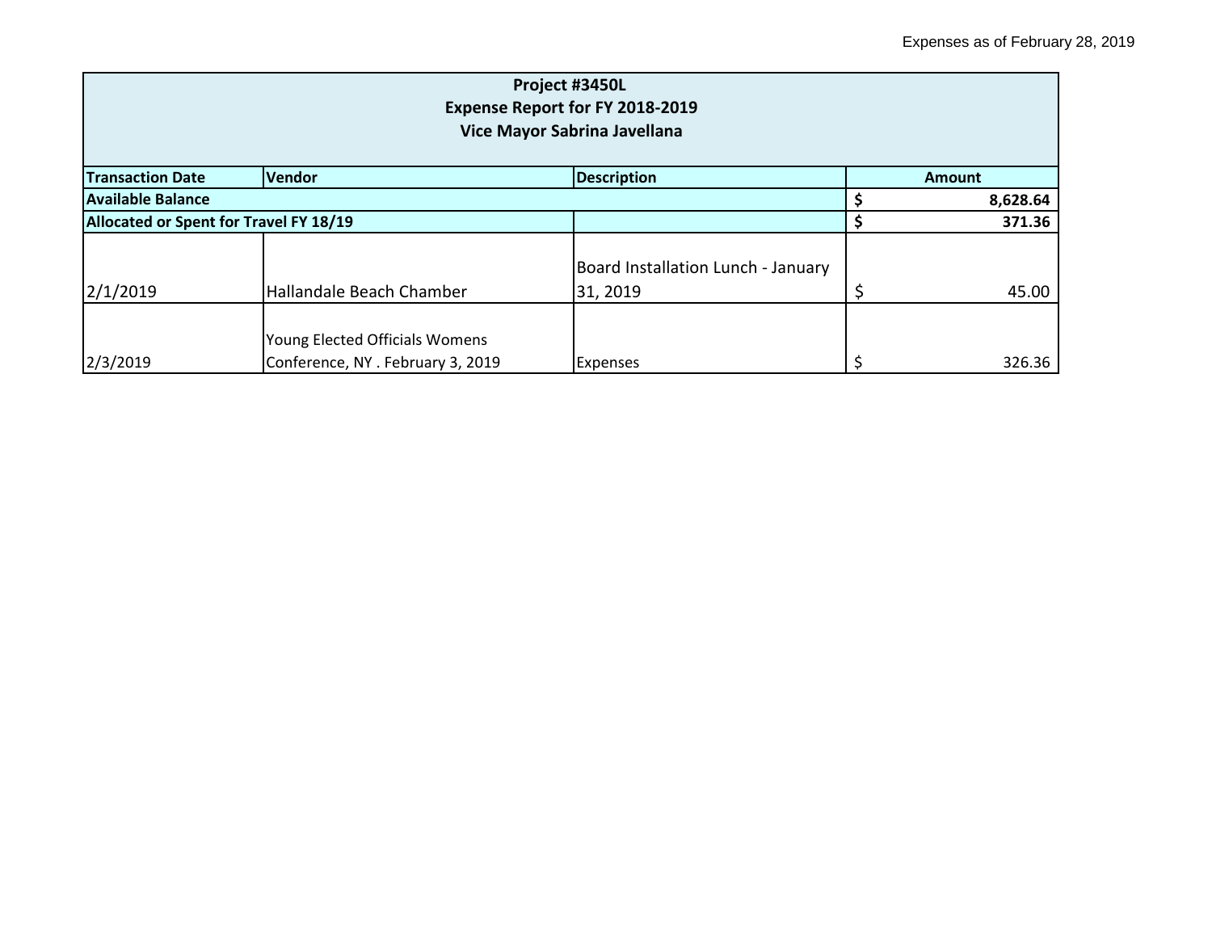Expenses as of February 28, 2019

| Project #3450L<br>Expense Report for FY 2018-2019<br>Vice Mayor Sabrina Javellana | | | |
|---|---|---|---|
| **Transaction Date** | **Vendor** | **Description** | **Amount** |
| **Available Balance** | | | **$ 8,628.64** |
| **Allocated or Spent for Travel FY 18/19** | | | **$ 371.36** |
| 2/1/2019 | Hallandale Beach Chamber | Board Installation Lunch - January 31, 2019 | $ 45.00 |
| 2/3/2019 | Young Elected Officials Womens Conference, NY . February 3, 2019 | Expenses | $ 326.36 |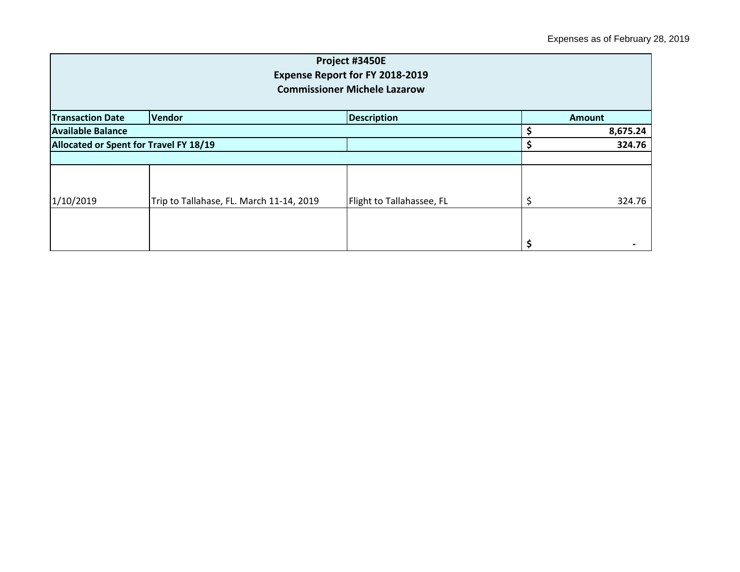Expenses as of February 28, 2019

| Project #3450E<br>Expense Report for FY 2018-2019<br>Commissioner Michele Lazarow | | | |
|---|---|---|---|
| **Transaction Date** | **Vendor** | **Description** | **Amount** |
| **Available Balance** | | | **$ 8,675.24** |
| **Allocated or Spent for Travel FY 18/19** | | | **$ 324.76** |
| | | | |
| 1/10/2019 | Trip to Tallahase, FL. March 11-14, 2019 | Flight to Tallahassee, FL | $ 324.76 |
| | | | **$ -** |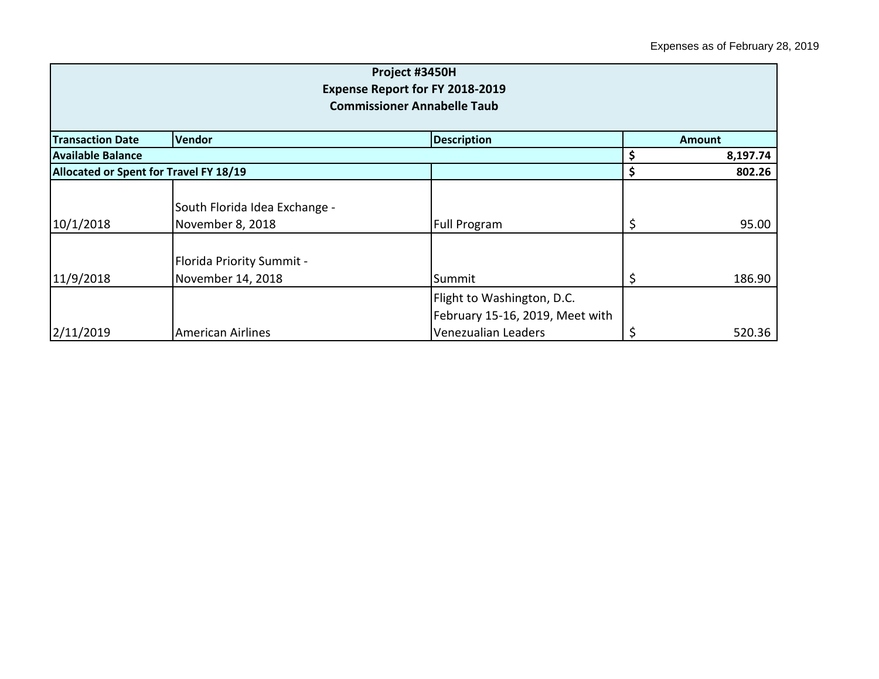Expenses as of February 28, 2019

| Project #3450H<br>Expense Report for FY 2018-2019<br>Commissioner Annabelle Taub | | | |
|---|---|---|---|
| **Transaction Date** | **Vendor** | **Description** | **Amount** |
| **Available Balance** | | | **$ 8,197.74** |
| **Allocated or Spent for Travel FY 18/19** | | | **$ 802.26** |
| 10/1/2018 | South Florida Idea Exchange - November 8, 2018 | Full Program | $ 95.00 |
| 11/9/2018 | Florida Priority Summit - November 14, 2018 | Summit | $ 186.90 |
| 2/11/2019 | American Airlines | Flight to Washington, D.C. February 15-16, 2019, Meet with Venezualian Leaders | $ 520.36 |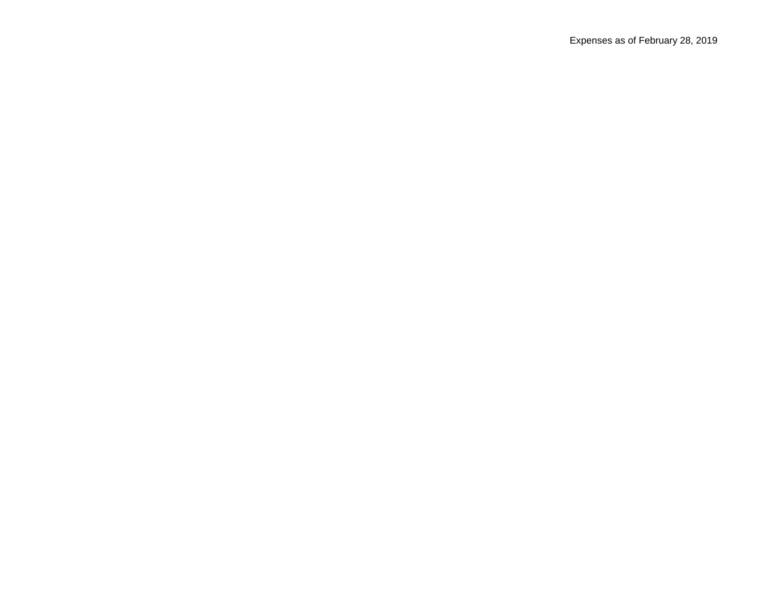Expenses as of February 28, 2019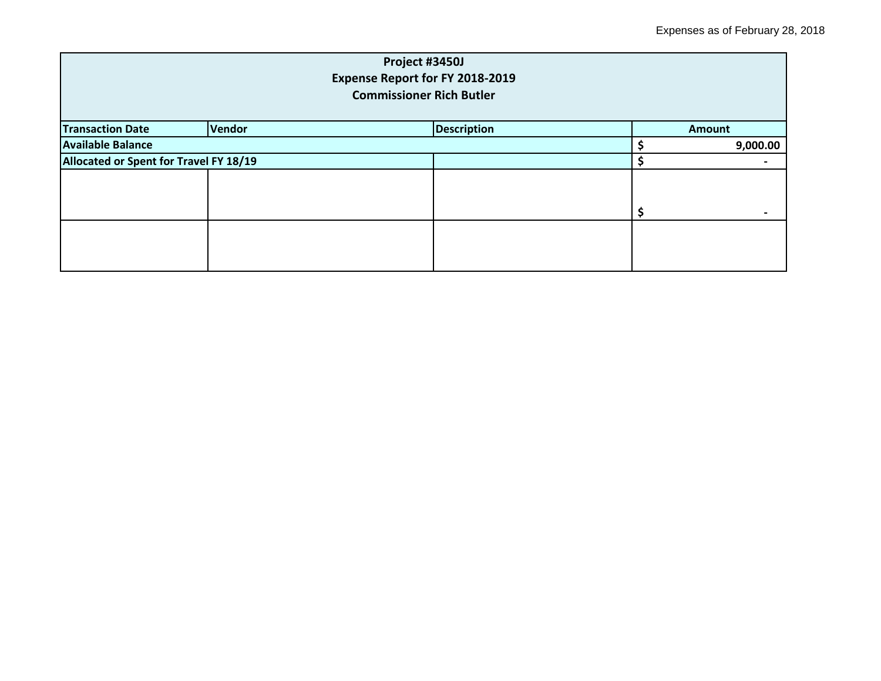Expenses as of February 28, 2018

| Project #3450J<br>Expense Report for FY 2018-2019<br>Commissioner Rich Butler | | | |
|---|---|---|---|
| **Transaction Date** | **Vendor** | **Description** | **Amount** |
| **Available Balance** | | | **$ 9,000.00** |
| **Allocated or Spent for Travel FY 18/19** | | | **$ -** |
| | | | $ - |
| | | | |